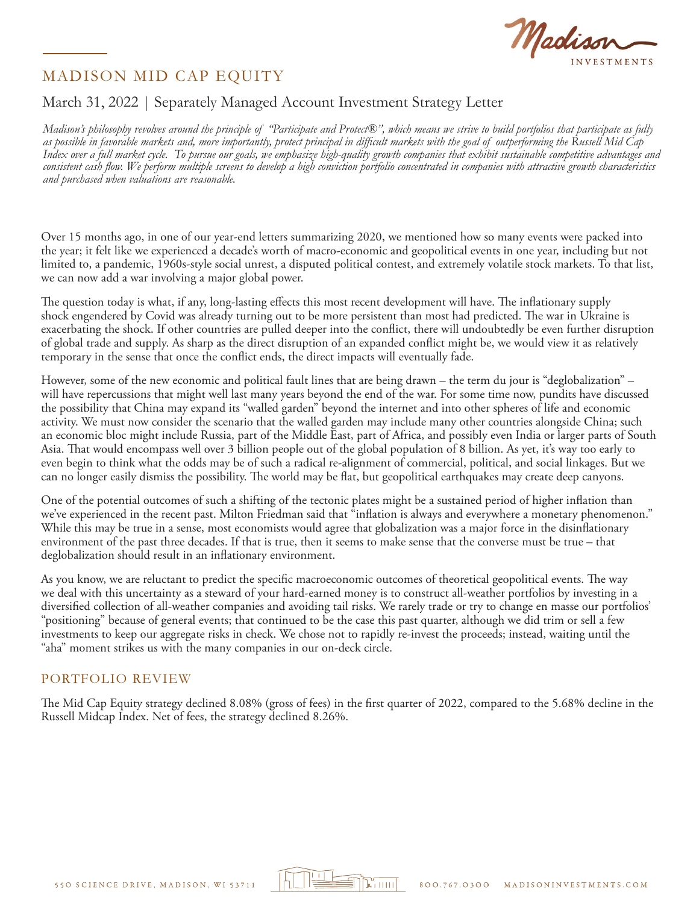# MADISON MID CAP EQUITY

## March 31, 2022 | Separately Managed Account Investment Strategy Letter

*Madison's philosophy revolves around the principle of "Participate and Protect®", which means we strive to build portfolios that participate as fully as possible in favorable markets and, more importantly, protect principal in difficult markets with the goal of outperforming the Russell Mid Cap Index over a full market cycle. To pursue our goals, we emphasize high-quality growth companies that exhibit sustainable competitive advantages and consistent cash flow. We perform multiple screens to develop a high conviction portfolio concentrated in companies with attractive growth characteristics and purchased when valuations are reasonable.*

Over 15 months ago, in one of our year-end letters summarizing 2020, we mentioned how so many events were packed into the year; it felt like we experienced a decade's worth of macro-economic and geopolitical events in one year, including but not limited to, a pandemic, 1960s-style social unrest, a disputed political contest, and extremely volatile stock markets. To that list, we can now add a war involving a major global power.

The question today is what, if any, long-lasting effects this most recent development will have. The inflationary supply shock engendered by Covid was already turning out to be more persistent than most had predicted. The war in Ukraine is exacerbating the shock. If other countries are pulled deeper into the conflict, there will undoubtedly be even further disruption of global trade and supply. As sharp as the direct disruption of an expanded conflict might be, we would view it as relatively temporary in the sense that once the conflict ends, the direct impacts will eventually fade.

However, some of the new economic and political fault lines that are being drawn – the term du jour is "deglobalization" – will have repercussions that might well last many years beyond the end of the war. For some time now, pundits have discussed the possibility that China may expand its "walled garden" beyond the internet and into other spheres of life and economic activity. We must now consider the scenario that the walled garden may include many other countries alongside China; such an economic bloc might include Russia, part of the Middle East, part of Africa, and possibly even India or larger parts of South Asia. That would encompass well over 3 billion people out of the global population of 8 billion. As yet, it's way too early to even begin to think what the odds may be of such a radical re-alignment of commercial, political, and social linkages. But we can no longer easily dismiss the possibility. The world may be flat, but geopolitical earthquakes may create deep canyons.

One of the potential outcomes of such a shifting of the tectonic plates might be a sustained period of higher inflation than we've experienced in the recent past. Milton Friedman said that "inflation is always and everywhere a monetary phenomenon." While this may be true in a sense, most economists would agree that globalization was a major force in the disinflationary environment of the past three decades. If that is true, then it seems to make sense that the converse must be true – that deglobalization should result in an inflationary environment.

As you know, we are reluctant to predict the specific macroeconomic outcomes of theoretical geopolitical events. The way we deal with this uncertainty as a steward of your hard-earned money is to construct all-weather portfolios by investing in a diversified collection of all-weather companies and avoiding tail risks. We rarely trade or try to change en masse our portfolios' "positioning" because of general events; that continued to be the case this past quarter, although we did trim or sell a few investments to keep our aggregate risks in check. We chose not to rapidly re-invest the proceeds; instead, waiting until the "aha" moment strikes us with the many companies in our on-deck circle.

## PORTFOLIO REVIEW

The Mid Cap Equity strategy declined 8.08% (gross of fees) in the first quarter of 2022, compared to the 5.68% decline in the Russell Midcap Index. Net of fees, the strategy declined 8.26%.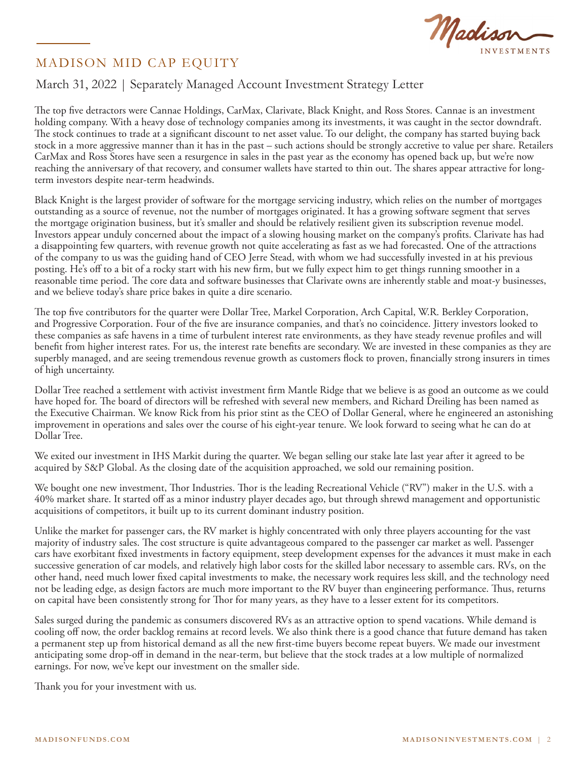# MADISON MID CAP EQUITY

March 31, 2022 | Separately Managed Account Investment Strategy Letter

The top five detractors were Cannae Holdings, CarMax, Clarivate, Black Knight, and Ross Stores. Cannae is an investment holding company. With a heavy dose of technology companies among its investments, it was caught in the sector downdraft. The stock continues to trade at a significant discount to net asset value. To our delight, the company has started buying back stock in a more aggressive manner than it has in the past – such actions should be strongly accretive to value per share. Retailers CarMax and Ross Stores have seen a resurgence in sales in the past year as the economy has opened back up, but we're now reaching the anniversary of that recovery, and consumer wallets have started to thin out. The shares appear attractive for long-term investors despite near-term headwinds.

Black Knight is the largest provider of software for the mortgage servicing industry, which relies on the number of mortgages outstanding as a source of revenue, not the number of mortgages originated. It has a growing software segment that serves the mortgage origination business, but it's smaller and should be relatively resilient given its subscription revenue model. Investors appear unduly concerned about the impact of a slowing housing market on the company's profits. Clarivate has had a disappointing few quarters, with revenue growth not quite accelerating as fast as we had forecasted. One of the attractions of the company to us was the guiding hand of CEO Jerre Stead, with whom we had successfully invested in at his previous posting. He's off to a bit of a rocky start with his new firm, but we fully expect him to get things running smoother in a reasonable time period. The core data and software businesses that Clarivate owns are inherently stable and moat-y businesses, and we believe today's share price bakes in quite a dire scenario.

The top five contributors for the quarter were Dollar Tree, Markel Corporation, Arch Capital, W.R. Berkley Corporation, and Progressive Corporation. Four of the five are insurance companies, and that's no coincidence. Jittery investors looked to these companies as safe havens in a time of turbulent interest rate environments, as they have steady revenue profiles and will benefit from higher interest rates. For us, the interest rate benefits are secondary. We are invested in these companies as they are superbly managed, and are seeing tremendous revenue growth as customers flock to proven, financially strong insurers in times of high uncertainty.

Dollar Tree reached a settlement with activist investment firm Mantle Ridge that we believe is as good an outcome as we could have hoped for. The board of directors will be refreshed with several new members, and Richard Dreiling has been named as the Executive Chairman. We know Rick from his prior stint as the CEO of Dollar General, where he engineered an astonishing improvement in operations and sales over the course of his eight-year tenure. We look forward to seeing what he can do at Dollar Tree.

We exited our investment in IHS Markit during the quarter. We began selling our stake late last year after it agreed to be acquired by S&P Global. As the closing date of the acquisition approached, we sold our remaining position.

We bought one new investment, Thor Industries. Thor is the leading Recreational Vehicle ("RV") maker in the U.S. with a 40% market share. It started off as a minor industry player decades ago, but through shrewd management and opportunistic acquisitions of competitors, it built up to its current dominant industry position.

Unlike the market for passenger cars, the RV market is highly concentrated with only three players accounting for the vast majority of industry sales. The cost structure is quite advantageous compared to the passenger car market as well. Passenger cars have exorbitant fixed investments in factory equipment, steep development expenses for the advances it must make in each successive generation of car models, and relatively high labor costs for the skilled labor necessary to assemble cars. RVs, on the other hand, need much lower fixed capital investments to make, the necessary work requires less skill, and the technology need not be leading edge, as design factors are much more important to the RV buyer than engineering performance. Thus, returns on capital have been consistently strong for Thor for many years, as they have to a lesser extent for its competitors.

Sales surged during the pandemic as consumers discovered RVs as an attractive option to spend vacations. While demand is cooling off now, the order backlog remains at record levels. We also think there is a good chance that future demand has taken a permanent step up from historical demand as all the new first-time buyers become repeat buyers. We made our investment anticipating some drop-off in demand in the near-term, but believe that the stock trades at a low multiple of normalized earnings. For now, we've kept our investment on the smaller side.

Thank you for your investment with us.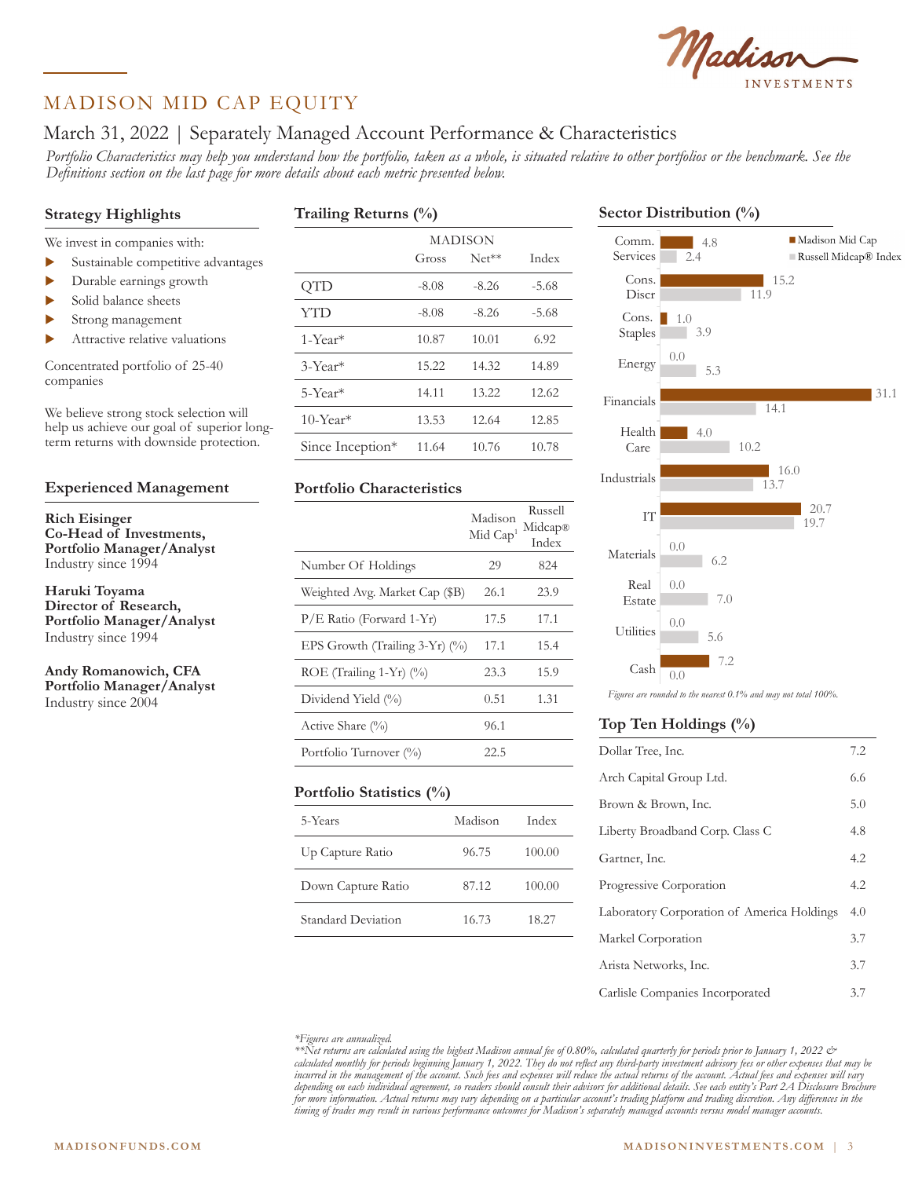# MADISON MID CAP EQUITY

## March 31, 2022 | Separately Managed Account Performance & Characteristics

*Portfolio Characteristics may help you understand how the portfolio, taken as a whole, is situated relative to other portfolios or the benchmark. See the Definitions section on the last page for more details about each metric presented below.*

### Strategy Highlights

We invest in companies with:

- Sustainable competitive advantages
- Durable earnings growth
- Solid balance sheets
- Strong management
- Attractive relative valuations

Concentrated portfolio of 25-40 companies

We believe strong stock selection will help us achieve our goal of superior long-term returns with downside protection.

### Experienced Management

**Rich Eisinger**
**Co-Head of Investments, Portfolio Manager/Analyst**
Industry since 1994

**Haruki Toyama**
**Director of Research, Portfolio Manager/Analyst**
Industry since 1994

**Andy Romanowich, CFA**
**Portfolio Manager/Analyst**
Industry since 2004

### Trailing Returns (%)

| | MADISON | | |
|---|---|---|---|
| | Gross | Net** | Index |
| QTD | -8.08 | -8.26 | -5.68 |
| YTD | -8.08 | -8.26 | -5.68 |
| 1-Year* | 10.87 | 10.01 | 6.92 |
| 3-Year* | 15.22 | 14.32 | 14.89 |
| 5-Year* | 14.11 | 13.22 | 12.62 |
| 10-Year* | 13.53 | 12.64 | 12.85 |
| Since Inception* | 11.64 | 10.76 | 10.78 |

### Portfolio Characteristics

| | Madison Mid Cap[1] | Russell Midcap® Index |
|---|---|---|
| Number Of Holdings | 29 | 824 |
| Weighted Avg. Market Cap ($B) | 26.1 | 23.9 |
| P/E Ratio (Forward 1-Yr) | 17.5 | 17.1 |
| EPS Growth (Trailing 3-Yr) (%) | 17.1 | 15.4 |
| ROE (Trailing 1-Yr) (%) | 23.3 | 15.9 |
| Dividend Yield (%) | 0.51 | 1.31 |
| Active Share (%) | 96.1 | |
| Portfolio Turnover (%) | 22.5 | |

### Portfolio Statistics (%)

| 5-Years | Madison | Index |
|---|---|---|
| Up Capture Ratio | 96.75 | 100.00 |
| Down Capture Ratio | 87.12 | 100.00 |
| Standard Deviation | 16.73 | 18.27 |

### Sector Distribution (%)

Madison Mid Cap
Russell Midcap® Index

Comm. Services 4.8 2.4
Cons. Discr 15.2 11.9
Cons. Staples 1.0 3.9
Energy 0.0 5.3
Financials 31.1 14.1
Health Care 4.0 10.2
Industrials 16.0 13.7
IT 20.7 19.7
Materials 0.0 6.2
Real Estate 0.0 7.0
Utilities 0.0 5.6
Cash 7.2 0.0

*Figures are rounded to the nearest 0.1% and may not total 100%.*

### Top Ten Holdings (%)

| | |
|---|---|
| Dollar Tree, Inc. | 7.2 |
| Arch Capital Group Ltd. | 6.6 |
| Brown & Brown, Inc. | 5.0 |
| Liberty Broadband Corp. Class C | 4.8 |
| Gartner, Inc. | 4.2 |
| Progressive Corporation | 4.2 |
| Laboratory Corporation of America Holdings | 4.0 |
| Markel Corporation | 3.7 |
| Arista Networks, Inc. | 3.7 |
| Carlisle Companies Incorporated | 3.7 |

*\*Figures are annualized.*
*\*\*Net returns are calculated using the highest Madison annual fee of 0.80%, calculated quarterly for periods prior to January 1, 2022 & calculated monthly for periods beginning January 1, 2022. They do not reflect any third-party investment advisory fees or other expenses that may be incurred in the management of the account. Such fees and expenses will reduce the actual returns of the account. Actual fees and expenses will vary depending on each individual agreement, so readers should consult their advisors for additional details. See each entity's Part 2A Disclosure Brochure for more information. Actual returns may vary depending on a particular account's trading platform and trading discretion. Any differences in the timing of trades may result in various performance outcomes for Madison's separately managed accounts versus model manager accounts.*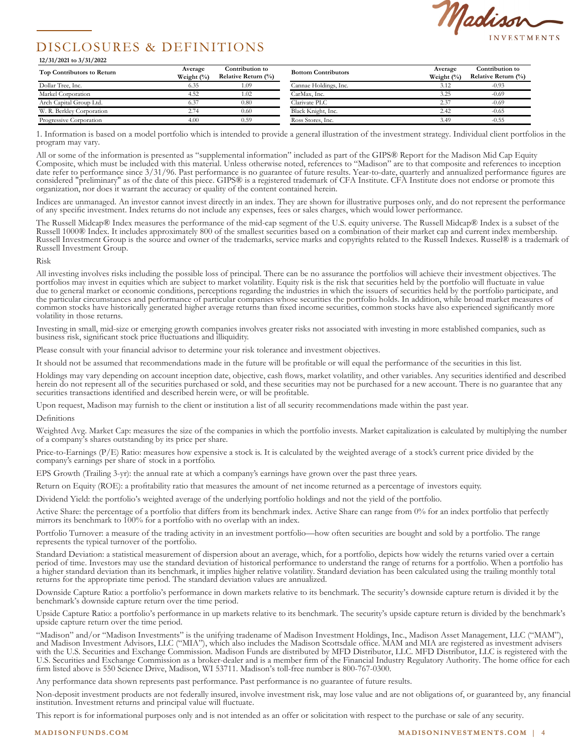# DISCLOSURES & DEFINITIONS

**12/31/2021 to 3/31/2022**

| Top Contributors to Return | Average Weight (%) | Contribution to Relative Return (%) |
|---|---|---|
| Dollar Tree, Inc. | 6.35 | 1.09 |
| Markel Corporation | 4.52 | 1.02 |
| Arch Capital Group Ltd. | 6.37 | 0.80 |
| W. R. Berkley Corporation | 2.74 | 0.60 |
| Progressive Corporation | 4.00 | 0.59 |

| Bottom Contributors | Average Weight (%) | Contribution to Relative Return (%) |
|---|---|---|
| Cannae Holdings, Inc. | 3.12 | -0.93 |
| CarMax, Inc. | 3.25 | -0.69 |
| Clarivate PLC | 2.37 | -0.69 |
| Black Knight, Inc. | 2.42 | -0.65 |
| Ross Stores, Inc. | 3.49 | -0.55 |

1. Information is based on a model portfolio which is intended to provide a general illustration of the investment strategy. Individual client portfolios in the program may vary.

All or some of the information is presented as "supplemental information" included as part of the GIPS® Report for the Madison Mid Cap Equity Composite, which must be included with this material. Unless otherwise noted, references to "Madison" are to that composite and references to inception date refer to performance since 3/31/96. Past performance is no guarantee of future results. Year-to-date, quarterly and annualized performance figures are considered "preliminary" as of the date of this piece. GIPS® is a registered trademark of CFA Institute. CFA Institute does not endorse or promote this organization, nor does it warrant the accuracy or quality of the content contained herein.

Indices are unmanaged. An investor cannot invest directly in an index. They are shown for illustrative purposes only, and do not represent the performance of any specific investment. Index returns do not include any expenses, fees or sales charges, which would lower performance.

The Russell Midcap® Index measures the performance of the mid-cap segment of the U.S. equity universe. The Russell Midcap® Index is a subset of the Russell 1000® Index. It includes approximately 800 of the smallest securities based on a combination of their market cap and current index membership. Russell Investment Group is the source and owner of the trademarks, service marks and copyrights related to the Russell Indexes. Russel® is a trademark of Russell Investment Group.

Risk

All investing involves risks including the possible loss of principal. There can be no assurance the portfolios will achieve their investment objectives. The portfolios may invest in equities which are subject to market volatility. Equity risk is the risk that securities held by the portfolio will fluctuate in value due to general market or economic conditions, perceptions regarding the industries in which the issuers of securities held by the portfolio participate, and the particular circumstances and performance of particular companies whose securities the portfolio holds. In addition, while broad market measures of common stocks have historically generated higher average returns than fixed income securities, common stocks have also experienced significantly more volatility in those returns.

Investing in small, mid-size or emerging growth companies involves greater risks not associated with investing in more established companies, such as business risk, significant stock price fluctuations and illiquidity.

Please consult with your financial advisor to determine your risk tolerance and investment objectives.

It should not be assumed that recommendations made in the future will be profitable or will equal the performance of the securities in this list.

Holdings may vary depending on account inception date, objective, cash flows, market volatility, and other variables. Any securities identified and described herein do not represent all of the securities purchased or sold, and these securities may not be purchased for a new account. There is no guarantee that any securities transactions identified and described herein were, or will be profitable.

Upon request, Madison may furnish to the client or institution a list of all security recommendations made within the past year.

Definitions

Weighted Avg. Market Cap: measures the size of the companies in which the portfolio invests. Market capitalization is calculated by multiplying the number of a company's shares outstanding by its price per share.

Price-to-Earnings (P/E) Ratio: measures how expensive a stock is. It is calculated by the weighted average of a stock's current price divided by the company's earnings per share of stock in a portfolio.

EPS Growth (Trailing 3-yr): the annual rate at which a company's earnings have grown over the past three years.

Return on Equity (ROE): a profitability ratio that measures the amount of net income returned as a percentage of investors equity.

Dividend Yield: the portfolio's weighted average of the underlying portfolio holdings and not the yield of the portfolio.

Active Share: the percentage of a portfolio that differs from its benchmark index. Active Share can range from 0% for an index portfolio that perfectly mirrors its benchmark to 100% for a portfolio with no overlap with an index.

Portfolio Turnover: a measure of the trading activity in an investment portfolio—how often securities are bought and sold by a portfolio. The range represents the typical turnover of the portfolio.

Standard Deviation: a statistical measurement of dispersion about an average, which, for a portfolio, depicts how widely the returns varied over a certain period of time. Investors may use the standard deviation of historical performance to understand the range of returns for a portfolio. When a portfolio has a higher standard deviation than its benchmark, it implies higher relative volatility. Standard deviation has been calculated using the trailing monthly total returns for the appropriate time period. The standard deviation values are annualized.

Downside Capture Ratio: a portfolio's performance in down markets relative to its benchmark. The security's downside capture return is divided it by the benchmark's downside capture return over the time period.

Upside Capture Ratio: a portfolio's performance in up markets relative to its benchmark. The security's upside capture return is divided by the benchmark's upside capture return over the time period.

"Madison" and/or "Madison Investments" is the unifying tradename of Madison Investment Holdings, Inc., Madison Asset Management, LLC ("MAM"), and Madison Investment Advisors, LLC ("MIA"), which also includes the Madison Scottsdale office. MAM and MIA are registered as investment advisers with the U.S. Securities and Exchange Commission. Madison Funds are distributed by MFD Distributor, LLC. MFD Distributor, LLC is registered with the U.S. Securities and Exchange Commission as a broker-dealer and is a member firm of the Financial Industry Regulatory Authority. The home office for each firm listed above is 550 Science Drive, Madison, WI 53711. Madison's toll-free number is 800-767-0300.

Any performance data shown represents past performance. Past performance is no guarantee of future results.

Non-deposit investment products are not federally insured, involve investment risk, may lose value and are not obligations of, or guaranteed by, any financial institution. Investment returns and principal value will fluctuate.

This report is for informational purposes only and is not intended as an offer or solicitation with respect to the purchase or sale of any security.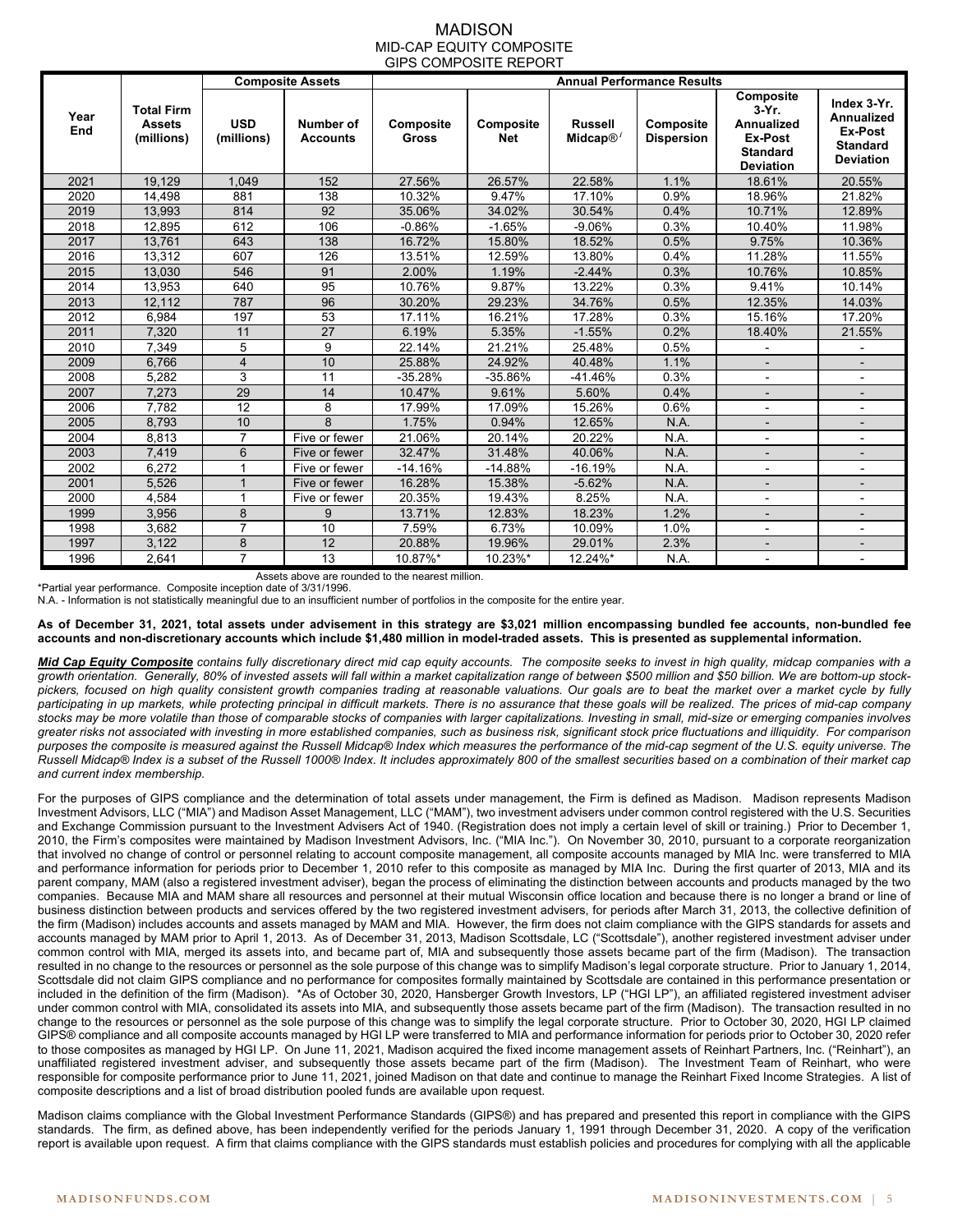# MADISON
## MID-CAP EQUITY COMPOSITE
### GIPS COMPOSITE REPORT

| Year End | Total Firm Assets (millions) | Composite Assets | | Annual Performance Results | | | | | |
|---|---|---|---|---|---|---|---|---|---|
| | | USD (millions) | Number of Accounts | Composite Gross | Composite Net | Russell Midcap®[/] | Composite Dispersion | Composite 3-Yr. Annualized Ex-Post Standard Deviation | Index 3-Yr. Annualized Ex-Post Standard Deviation |
| 2021 | 19,129 | 1,049 | 152 | 27.56% | 26.57% | 22.58% | 1.1% | 18.61% | 20.55% |
| 2020 | 14,498 | 881 | 138 | 10.32% | 9.47% | 17.10% | 0.9% | 18.96% | 21.82% |
| 2019 | 13,993 | 814 | 92 | 35.06% | 34.02% | 30.54% | 0.4% | 10.71% | 12.89% |
| 2018 | 12,895 | 612 | 106 | -0.86% | -1.65% | -9.06% | 0.3% | 10.40% | 11.98% |
| 2017 | 13,761 | 643 | 138 | 16.72% | 15.80% | 18.52% | 0.5% | 9.75% | 10.36% |
| 2016 | 13,312 | 607 | 126 | 13.51% | 12.59% | 13.80% | 0.4% | 11.28% | 11.55% |
| 2015 | 13,030 | 546 | 91 | 2.00% | 1.19% | -2.44% | 0.3% | 10.76% | 10.85% |
| 2014 | 13,953 | 640 | 95 | 10.76% | 9.87% | 13.22% | 0.3% | 9.41% | 10.14% |
| 2013 | 12,112 | 787 | 96 | 30.20% | 29.23% | 34.76% | 0.5% | 12.35% | 14.03% |
| 2012 | 6,984 | 197 | 53 | 17.11% | 16.21% | 17.28% | 0.3% | 15.16% | 17.20% |
| 2011 | 7,320 | 11 | 27 | 6.19% | 5.35% | -1.55% | 0.2% | 18.40% | 21.55% |
| 2010 | 7,349 | 5 | 9 | 22.14% | 21.21% | 25.48% | 0.5% | - | - |
| 2009 | 6,766 | 4 | 10 | 25.88% | 24.92% | 40.48% | 1.1% | - | - |
| 2008 | 5,282 | 3 | 11 | -35.28% | -35.86% | -41.46% | 0.3% | - | - |
| 2007 | 7,273 | 29 | 14 | 10.47% | 9.61% | 5.60% | 0.4% | - | - |
| 2006 | 7,782 | 12 | 8 | 17.99% | 17.09% | 15.26% | 0.6% | - | - |
| 2005 | 8,793 | 10 | 8 | 1.75% | 0.94% | 12.65% | N.A. | - | - |
| 2004 | 8,813 | 7 | Five or fewer | 21.06% | 20.14% | 20.22% | N.A. | - | - |
| 2003 | 7,419 | 6 | Five or fewer | 32.47% | 31.48% | 40.06% | N.A. | - | - |
| 2002 | 6,272 | 1 | Five or fewer | -14.16% | -14.88% | -16.19% | N.A. | - | - |
| 2001 | 5,526 | 1 | Five or fewer | 16.28% | 15.38% | -5.62% | N.A. | - | - |
| 2000 | 4,584 | 1 | Five or fewer | 20.35% | 19.43% | 8.25% | N.A. | - | - |
| 1999 | 3,956 | 8 | 9 | 13.71% | 12.83% | 18.23% | 1.2% | - | - |
| 1998 | 3,682 | 7 | 10 | 7.59% | 6.73% | 10.09% | 1.0% | - | - |
| 1997 | 3,122 | 8 | 12 | 20.88% | 19.96% | 29.01% | 2.3% | - | - |
| 1996 | 2,641 | 7 | 13 | 10.87%* | 10.23%* | 12.24%* | N.A. | - | - |

Assets above are rounded to the nearest million.

*Partial year performance. Composite inception date of 3/31/1996.

N.A. - Information is not statistically meaningful due to an insufficient number of portfolios in the composite for the entire year.

**As of December 31, 2021, total assets under advisement in this strategy are $3,021 million encompassing bundled fee accounts, non-bundled fee accounts and non-discretionary accounts which include $1,480 million in model-traded assets. This is presented as supplemental information.**

***Mid Cap Equity Composite*** *contains fully discretionary direct mid cap equity accounts. The composite seeks to invest in high quality, midcap companies with a growth orientation. Generally, 80% of invested assets will fall within a market capitalization range of between $500 million and $50 billion. We are bottom-up stock-pickers, focused on high quality consistent growth companies trading at reasonable valuations. Our goals are to beat the market over a market cycle by fully participating in up markets, while protecting principal in difficult markets. There is no assurance that these goals will be realized. The prices of mid-cap company stocks may be more volatile than those of comparable stocks of companies with larger capitalizations. Investing in small, mid-size or emerging companies involves greater risks not associated with investing in more established companies, such as business risk, significant stock price fluctuations and illiquidity. For comparison purposes the composite is measured against the Russell Midcap® Index which measures the performance of the mid-cap segment of the U.S. equity universe. The Russell Midcap® Index is a subset of the Russell 1000® Index. It includes approximately 800 of the smallest securities based on a combination of their market cap and current index membership.*

For the purposes of GIPS compliance and the determination of total assets under management, the Firm is defined as Madison. Madison represents Madison Investment Advisors, LLC ("MIA") and Madison Asset Management, LLC ("MAM"), two investment advisers under common control registered with the U.S. Securities and Exchange Commission pursuant to the Investment Advisers Act of 1940. (Registration does not imply a certain level of skill or training.) Prior to December 1, 2010, the Firm's composites were maintained by Madison Investment Advisors, Inc. ("MIA Inc."). On November 30, 2010, pursuant to a corporate reorganization that involved no change of control or personnel relating to account composite management, all composite accounts managed by MIA Inc. were transferred to MIA and performance information for periods prior to December 1, 2010 refer to this composite as managed by MIA Inc. During the first quarter of 2013, MIA and its parent company, MAM (also a registered investment adviser), began the process of eliminating the distinction between accounts and products managed by the two companies. Because MIA and MAM share all resources and personnel at their mutual Wisconsin office location and because there is no longer a brand or line of business distinction between products and services offered by the two registered investment advisers, for periods after March 31, 2013, the collective definition of the firm (Madison) includes accounts and assets managed by MAM and MIA. However, the firm does not claim compliance with the GIPS standards for assets and accounts managed by MAM prior to April 1, 2013. As of December 31, 2013, Madison Scottsdale, LC ("Scottsdale"), another registered investment adviser under common control with MIA, merged its assets into, and became part of, MIA and subsequently those assets became part of the firm (Madison). The transaction resulted in no change to the resources or personnel as the sole purpose of this change was to simplify Madison's legal corporate structure. Prior to January 1, 2014, Scottsdale did not claim GIPS compliance and no performance for composites formally maintained by Scottsdale are contained in this performance presentation or included in the definition of the firm (Madison). *As of October 30, 2020, Hansberger Growth Investors, LP ("HGI LP"), an affiliated registered investment adviser under common control with MIA, consolidated its assets into MIA, and subsequently those assets became part of the firm (Madison). The transaction resulted in no change to the resources or personnel as the sole purpose of this change was to simplify the legal corporate structure. Prior to October 30, 2020, HGI LP claimed GIPS® compliance and all composite accounts managed by HGI LP were transferred to MIA and performance information for periods prior to October 30, 2020 refer to those composites as managed by HGI LP. On June 11, 2021, Madison acquired the fixed income management assets of Reinhart Partners, Inc. ("Reinhart"), an unaffiliated registered investment adviser, and subsequently those assets became part of the firm (Madison). The Investment Team of Reinhart, who were responsible for composite performance prior to June 11, 2021, joined Madison on that date and continue to manage the Reinhart Fixed Income Strategies. A list of composite descriptions and a list of broad distribution pooled funds are available upon request.

Madison claims compliance with the Global Investment Performance Standards (GIPS®) and has prepared and presented this report in compliance with the GIPS standards. The firm, as defined above, has been independently verified for the periods January 1, 1991 through December 31, 2020. A copy of the verification report is available upon request. A firm that claims compliance with the GIPS standards must establish policies and procedures for complying with all the applicable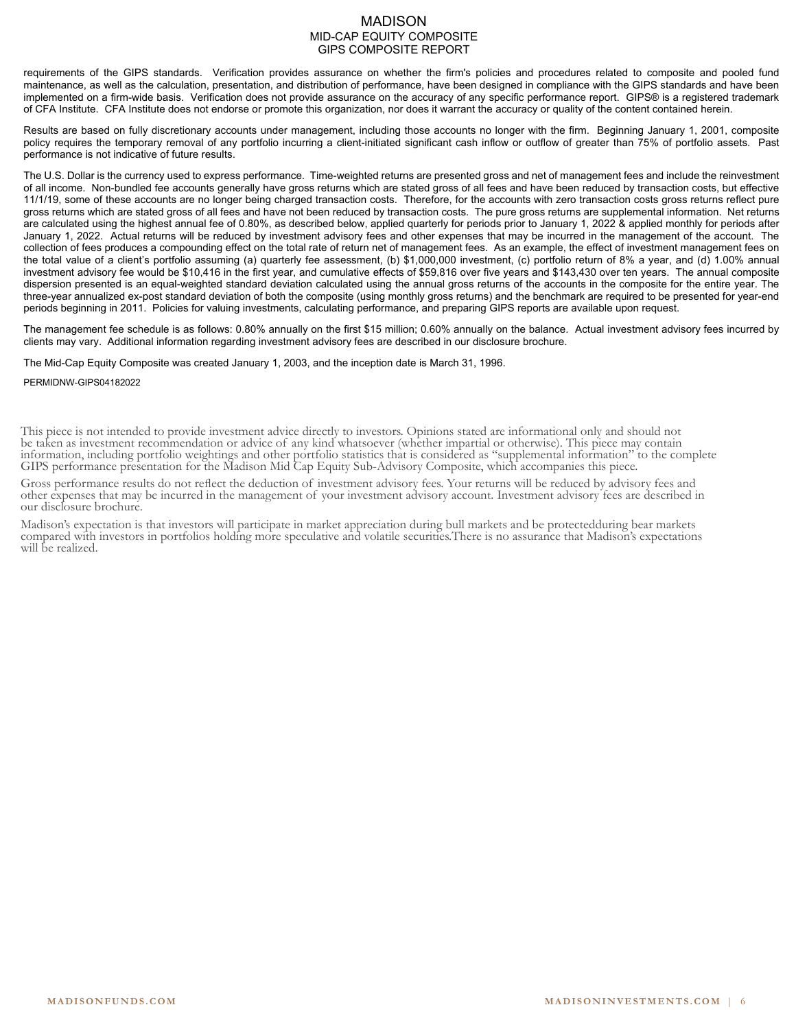requirements of the GIPS standards. Verification provides assurance on whether the firm's policies and procedures related to composite and pooled fund maintenance, as well as the calculation, presentation, and distribution of performance, have been designed in compliance with the GIPS standards and have been implemented on a firm-wide basis. Verification does not provide assurance on the accuracy of any specific performance report. GIPS® is a registered trademark of CFA Institute. CFA Institute does not endorse or promote this organization, nor does it warrant the accuracy or quality of the content contained herein.

Results are based on fully discretionary accounts under management, including those accounts no longer with the firm. Beginning January 1, 2001, composite policy requires the temporary removal of any portfolio incurring a client-initiated significant cash inflow or outflow of greater than 75% of portfolio assets. Past performance is not indicative of future results.

The U.S. Dollar is the currency used to express performance. Time-weighted returns are presented gross and net of management fees and include the reinvestment of all income. Non-bundled fee accounts generally have gross returns which are stated gross of all fees and have been reduced by transaction costs, but effective 11/1/19, some of these accounts are no longer being charged transaction costs. Therefore, for the accounts with zero transaction costs gross returns reflect pure gross returns which are stated gross of all fees and have not been reduced by transaction costs. The pure gross returns are supplemental information. Net returns are calculated using the highest annual fee of 0.80%, as described below, applied quarterly for periods prior to January 1, 2022 & applied monthly for periods after January 1, 2022. Actual returns will be reduced by investment advisory fees and other expenses that may be incurred in the management of the account. The collection of fees produces a compounding effect on the total rate of return net of management fees. As an example, the effect of investment management fees on the total value of a client's portfolio assuming (a) quarterly fee assessment, (b) $1,000,000 investment, (c) portfolio return of 8% a year, and (d) 1.00% annual investment advisory fee would be $10,416 in the first year, and cumulative effects of $59,816 over five years and $143,430 over ten years. The annual composite dispersion presented is an equal-weighted standard deviation calculated using the annual gross returns of the accounts in the composite for the entire year. The three-year annualized ex-post standard deviation of both the composite (using monthly gross returns) and the benchmark are required to be presented for year-end periods beginning in 2011. Policies for valuing investments, calculating performance, and preparing GIPS reports are available upon request.

The management fee schedule is as follows: 0.80% annually on the first $15 million; 0.60% annually on the balance. Actual investment advisory fees incurred by clients may vary. Additional information regarding investment advisory fees are described in our disclosure brochure.

The Mid-Cap Equity Composite was created January 1, 2003, and the inception date is March 31, 1996.

PERMIDNW-GIPS04182022

This piece is not intended to provide investment advice directly to investors. Opinions stated are informational only and should not be taken as investment recommendation or advice of any kind whatsoever (whether impartial or otherwise). This piece may contain information, including portfolio weightings and other portfolio statistics that is considered as "supplemental information" to the complete GIPS performance presentation for the Madison Mid Cap Equity Sub-Advisory Composite, which accompanies this piece.

Gross performance results do not reflect the deduction of investment advisory fees. Your returns will be reduced by advisory fees and other expenses that may be incurred in the management of your investment advisory account. Investment advisory fees are described in our disclosure brochure.

Madison's expectation is that investors will participate in market appreciation during bull markets and be protectedduring bear markets compared with investors in portfolios holding more speculative and volatile securities.There is no assurance that Madison's expectations will be realized.